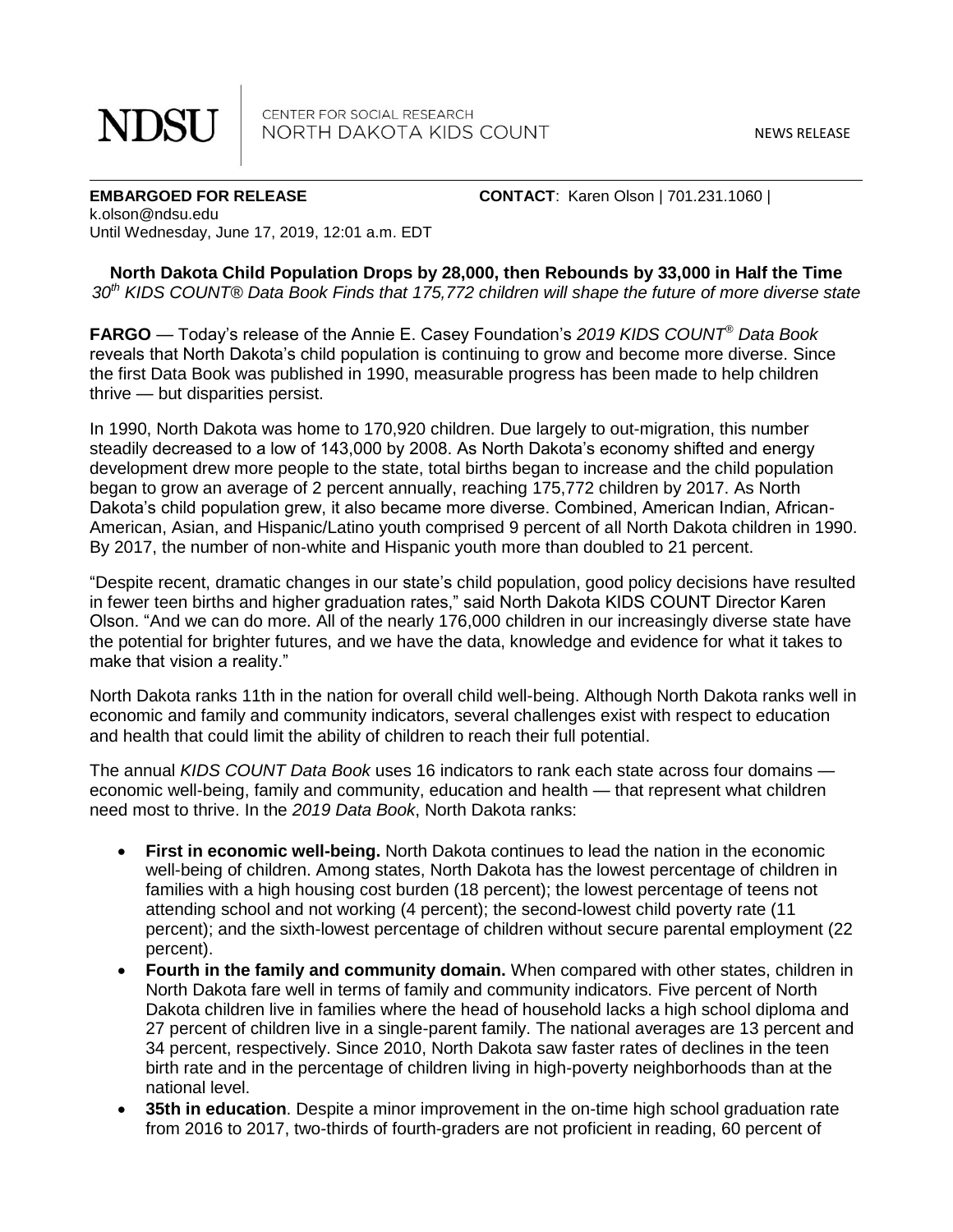NDSU | CENTER FOR SOCIAL RESEARCH
NORTH DAKOTA KIDS COUNT

NEWS RELEASE

---

**EMBARGOED FOR RELEASE** **CONTACT**: Karen Olson | 701.231.1060 | k.olson@ndsu.edu
Until Wednesday, June 17, 2019, 12:01 a.m. EDT

**North Dakota Child Population Drops by 28,000, then Rebounds by 33,000 in Half the Time**
*30th KIDS COUNT® Data Book Finds that 175,772 children will shape the future of more diverse state*

**FARGO** — Today's release of the Annie E. Casey Foundation's *2019 KIDS COUNT® Data Book* reveals that North Dakota's child population is continuing to grow and become more diverse. Since the first Data Book was published in 1990, measurable progress has been made to help children thrive — but disparities persist.

In 1990, North Dakota was home to 170,920 children. Due largely to out-migration, this number steadily decreased to a low of 143,000 by 2008. As North Dakota's economy shifted and energy development drew more people to the state, total births began to increase and the child population began to grow an average of 2 percent annually, reaching 175,772 children by 2017. As North Dakota's child population grew, it also became more diverse. Combined, American Indian, African-American, Asian, and Hispanic/Latino youth comprised 9 percent of all North Dakota children in 1990. By 2017, the number of non-white and Hispanic youth more than doubled to 21 percent.

"Despite recent, dramatic changes in our state's child population, good policy decisions have resulted in fewer teen births and higher graduation rates," said North Dakota KIDS COUNT Director Karen Olson. "And we can do more. All of the nearly 176,000 children in our increasingly diverse state have the potential for brighter futures, and we have the data, knowledge and evidence for what it takes to make that vision a reality."

North Dakota ranks 11th in the nation for overall child well-being. Although North Dakota ranks well in economic and family and community indicators, several challenges exist with respect to education and health that could limit the ability of children to reach their full potential.

The annual *KIDS COUNT Data Book* uses 16 indicators to rank each state across four domains — economic well-being, family and community, education and health — that represent what children need most to thrive. In the *2019 Data Book*, North Dakota ranks:

- **First in economic well-being.** North Dakota continues to lead the nation in the economic well-being of children. Among states, North Dakota has the lowest percentage of children in families with a high housing cost burden (18 percent); the lowest percentage of teens not attending school and not working (4 percent); the second-lowest child poverty rate (11 percent); and the sixth-lowest percentage of children without secure parental employment (22 percent).
- **Fourth in the family and community domain.** When compared with other states, children in North Dakota fare well in terms of family and community indicators. Five percent of North Dakota children live in families where the head of household lacks a high school diploma and 27 percent of children live in a single-parent family. The national averages are 13 percent and 34 percent, respectively. Since 2010, North Dakota saw faster rates of declines in the teen birth rate and in the percentage of children living in high-poverty neighborhoods than at the national level.
- **35th in education**. Despite a minor improvement in the on-time high school graduation rate from 2016 to 2017, two-thirds of fourth-graders are not proficient in reading, 60 percent of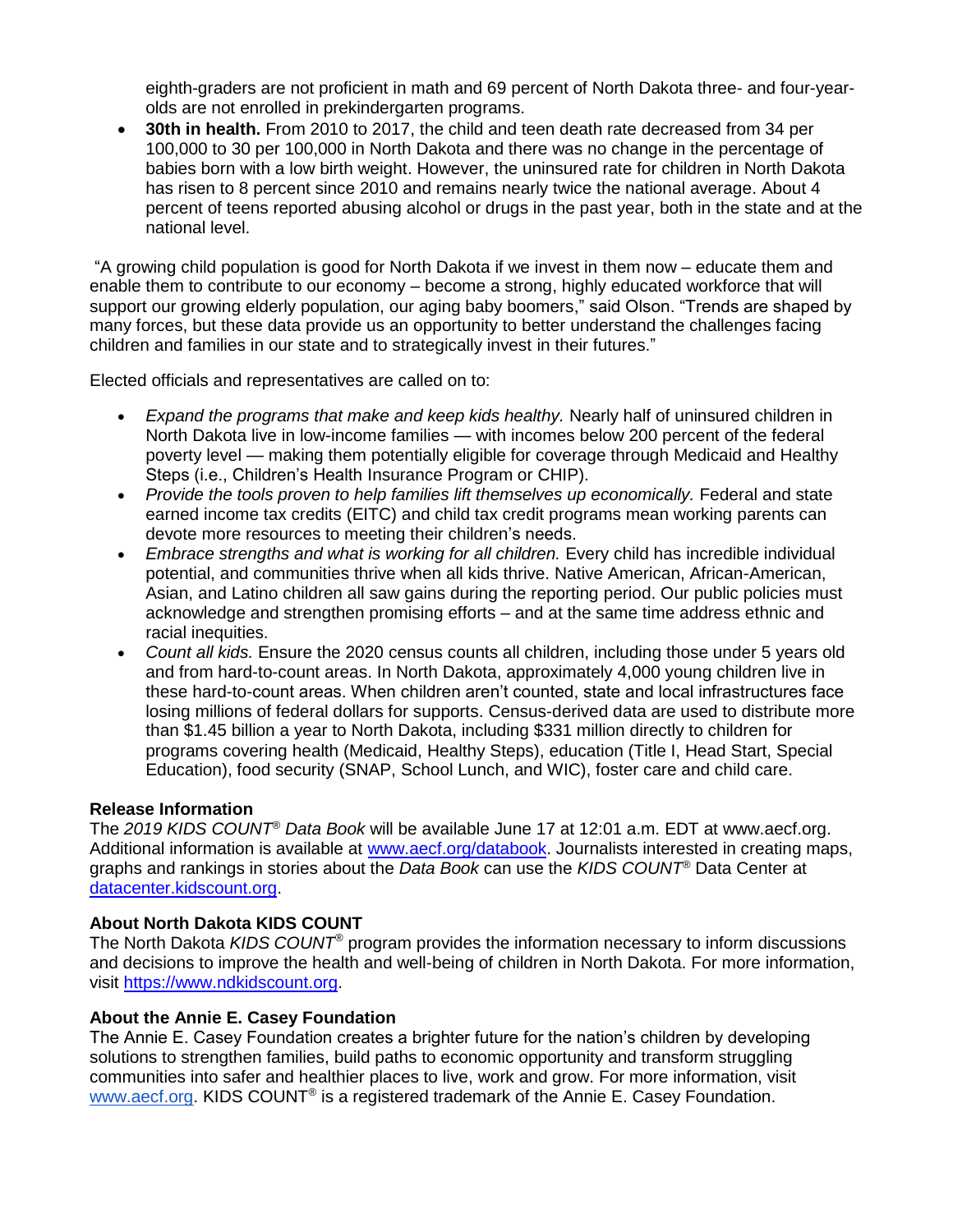eighth-graders are not proficient in math and 69 percent of North Dakota three- and four-year-olds are not enrolled in prekindergarten programs.

- **30th in health.** From 2010 to 2017, the child and teen death rate decreased from 34 per 100,000 to 30 per 100,000 in North Dakota and there was no change in the percentage of babies born with a low birth weight. However, the uninsured rate for children in North Dakota has risen to 8 percent since 2010 and remains nearly twice the national average. About 4 percent of teens reported abusing alcohol or drugs in the past year, both in the state and at the national level.

"A growing child population is good for North Dakota if we invest in them now – educate them and enable them to contribute to our economy – become a strong, highly educated workforce that will support our growing elderly population, our aging baby boomers," said Olson. "Trends are shaped by many forces, but these data provide us an opportunity to better understand the challenges facing children and families in our state and to strategically invest in their futures."

Elected officials and representatives are called on to:

- *Expand the programs that make and keep kids healthy.* Nearly half of uninsured children in North Dakota live in low-income families — with incomes below 200 percent of the federal poverty level — making them potentially eligible for coverage through Medicaid and Healthy Steps (i.e., Children's Health Insurance Program or CHIP).
- *Provide the tools proven to help families lift themselves up economically.* Federal and state earned income tax credits (EITC) and child tax credit programs mean working parents can devote more resources to meeting their children's needs.
- *Embrace strengths and what is working for all children.* Every child has incredible individual potential, and communities thrive when all kids thrive. Native American, African-American, Asian, and Latino children all saw gains during the reporting period. Our public policies must acknowledge and strengthen promising efforts – and at the same time address ethnic and racial inequities.
- *Count all kids.* Ensure the 2020 census counts all children, including those under 5 years old and from hard-to-count areas. In North Dakota, approximately 4,000 young children live in these hard-to-count areas. When children aren't counted, state and local infrastructures face losing millions of federal dollars for supports. Census-derived data are used to distribute more than $1.45 billion a year to North Dakota, including $331 million directly to children for programs covering health (Medicaid, Healthy Steps), education (Title I, Head Start, Special Education), food security (SNAP, School Lunch, and WIC), foster care and child care.

**Release Information**
The *2019 KIDS COUNT® Data Book* will be available June 17 at 12:01 a.m. EDT at www.aecf.org. Additional information is available at www.aecf.org/databook. Journalists interested in creating maps, graphs and rankings in stories about the *Data Book* can use the *KIDS COUNT®* Data Center at datacenter.kidscount.org.

**About North Dakota KIDS COUNT**
The North Dakota *KIDS COUNT®* program provides the information necessary to inform discussions and decisions to improve the health and well-being of children in North Dakota. For more information, visit https://www.ndkidscount.org.

**About the Annie E. Casey Foundation**
The Annie E. Casey Foundation creates a brighter future for the nation's children by developing solutions to strengthen families, build paths to economic opportunity and transform struggling communities into safer and healthier places to live, work and grow. For more information, visit www.aecf.org. KIDS COUNT® is a registered trademark of the Annie E. Casey Foundation.